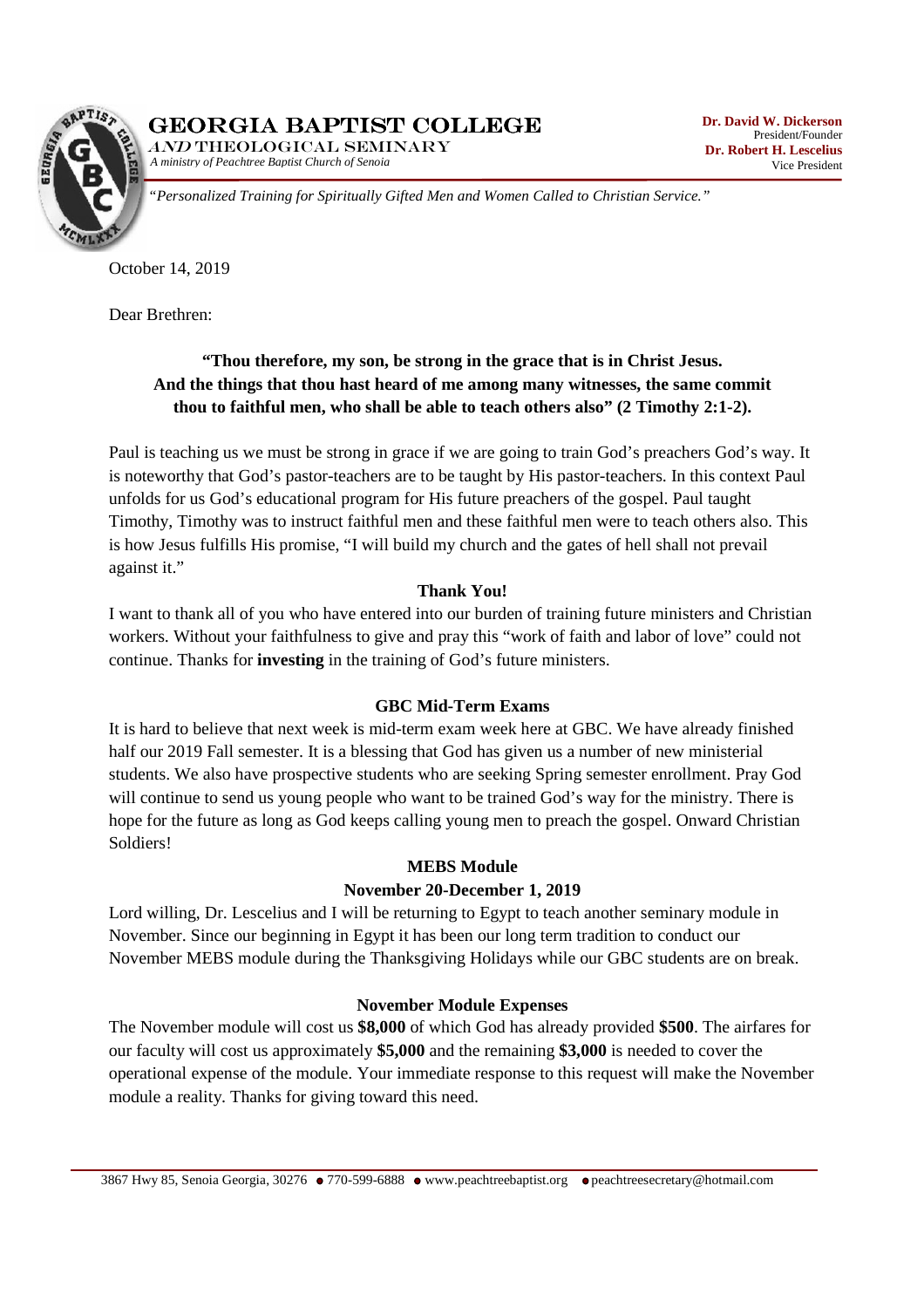# GEORGIA BAPTIST COLLEGE

*AND* THEOLOGICAL SEMINARY

*A ministry of Peachtree Baptist Church of Senoia*

**Dr. David W. Dickerson**
President/Founder
**Dr. Robert H. Lescelius**
Vice President

*"Personalized Training for Spiritually Gifted Men and Women Called to Christian Service."*

October 14, 2019

Dear Brethren:

**"Thou therefore, my son, be strong in the grace that is in Christ Jesus. And the things that thou hast heard of me among many witnesses, the same commit thou to faithful men, who shall be able to teach others also" (2 Timothy 2:1-2).**

Paul is teaching us we must be strong in grace if we are going to train God's preachers God's way. It is noteworthy that God's pastor-teachers are to be taught by His pastor-teachers. In this context Paul unfolds for us God's educational program for His future preachers of the gospel. Paul taught Timothy, Timothy was to instruct faithful men and these faithful men were to teach others also. This is how Jesus fulfills His promise, "I will build my church and the gates of hell shall not prevail against it."

### Thank You!

I want to thank all of you who have entered into our burden of training future ministers and Christian workers. Without your faithfulness to give and pray this "work of faith and labor of love" could not continue. Thanks for **investing** in the training of God's future ministers.

### GBC Mid-Term Exams

It is hard to believe that next week is mid-term exam week here at GBC. We have already finished half our 2019 Fall semester. It is a blessing that God has given us a number of new ministerial students. We also have prospective students who are seeking Spring semester enrollment. Pray God will continue to send us young people who want to be trained God's way for the ministry. There is hope for the future as long as God keeps calling young men to preach the gospel. Onward Christian Soldiers!

### MEBS Module
### November 20-December 1, 2019

Lord willing, Dr. Lescelius and I will be returning to Egypt to teach another seminary module in November. Since our beginning in Egypt it has been our long term tradition to conduct our November MEBS module during the Thanksgiving Holidays while our GBC students are on break.

### November Module Expenses

The November module will cost us **$8,000** of which God has already provided **$500**. The airfares for our faculty will cost us approximately **$5,000** and the remaining **$3,000** is needed to cover the operational expense of the module. Your immediate response to this request will make the November module a reality. Thanks for giving toward this need.

3867 Hwy 85, Senoia Georgia, 30276 • 770-599-6888 • www.peachtreebaptist.org • peachtreesecretary@hotmail.com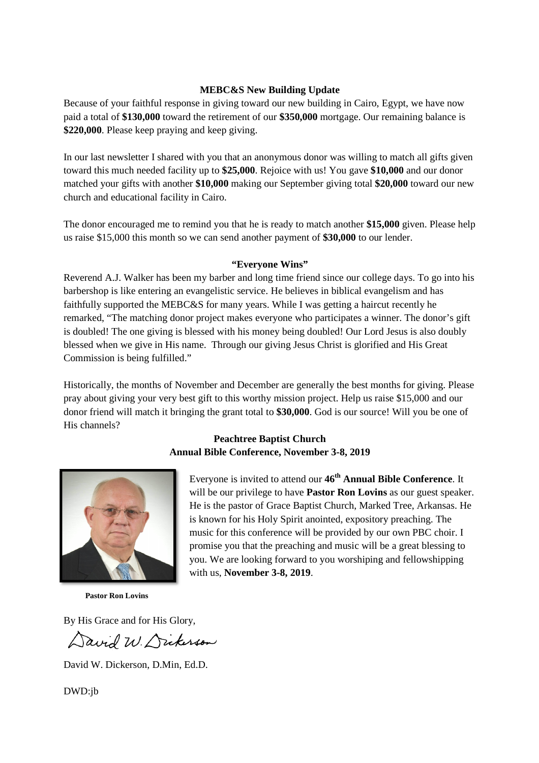**MEBC&S New Building Update**

Because of your faithful response in giving toward our new building in Cairo, Egypt, we have now paid a total of **$130,000** toward the retirement of our **$350,000** mortgage. Our remaining balance is **$220,000**. Please keep praying and keep giving.

In our last newsletter I shared with you that an anonymous donor was willing to match all gifts given toward this much needed facility up to **$25,000**. Rejoice with us! You gave **$10,000** and our donor matched your gifts with another **$10,000** making our September giving total **$20,000** toward our new church and educational facility in Cairo.

The donor encouraged me to remind you that he is ready to match another **$15,000** given. Please help us raise $15,000 this month so we can send another payment of **$30,000** to our lender.

**"Everyone Wins"**

Reverend A.J. Walker has been my barber and long time friend since our college days. To go into his barbershop is like entering an evangelistic service. He believes in biblical evangelism and has faithfully supported the MEBC&S for many years. While I was getting a haircut recently he remarked, "The matching donor project makes everyone who participates a winner. The donor's gift is doubled! The one giving is blessed with his money being doubled! Our Lord Jesus is also doubly blessed when we give in His name. Through our giving Jesus Christ is glorified and His Great Commission is being fulfilled."

Historically, the months of November and December are generally the best months for giving. Please pray about giving your very best gift to this worthy mission project. Help us raise $15,000 and our donor friend will match it bringing the grant total to **$30,000**. God is our source! Will you be one of His channels?

**Peachtree Baptist Church**
**Annual Bible Conference, November 3-8, 2019**

Everyone is invited to attend our **46th Annual Bible Conference**. It will be our privilege to have **Pastor Ron Lovins** as our guest speaker. He is the pastor of Grace Baptist Church, Marked Tree, Arkansas. He is known for his Holy Spirit anointed, expository preaching. The music for this conference will be provided by our own PBC choir. I promise you that the preaching and music will be a great blessing to you. We are looking forward to you worshiping and fellowshipping with us, **November 3-8, 2019**.

**Pastor Ron Lovins**

By His Grace and for His Glory,

David W. Dickerson

David W. Dickerson, D.Min, Ed.D.

DWD:jb